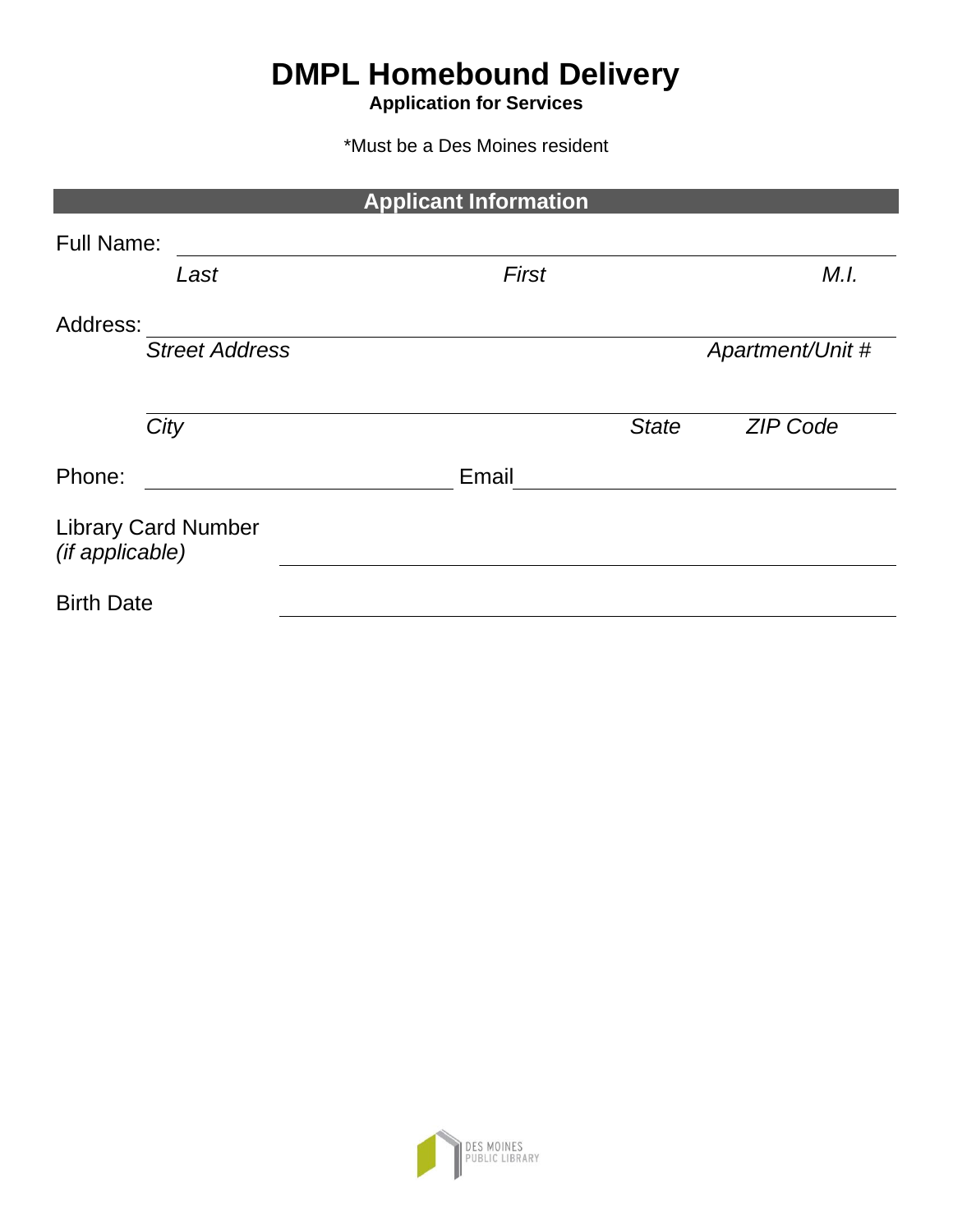# DMPL Homebound Delivery

**Application for Services**

*Must be a Des Moines resident

## Applicant Information

Full Name: ______________________________________________

*Last* *First* *M.I.*

Address: ______________________________________________

*Street Address* *Apartment/Unit #*

______________________________________________

*City* *State* *ZIP Code*

Phone: ____________________ Email ____________________

Library Card Number *(if applicable)* ______________________________

Birth Date ______________________________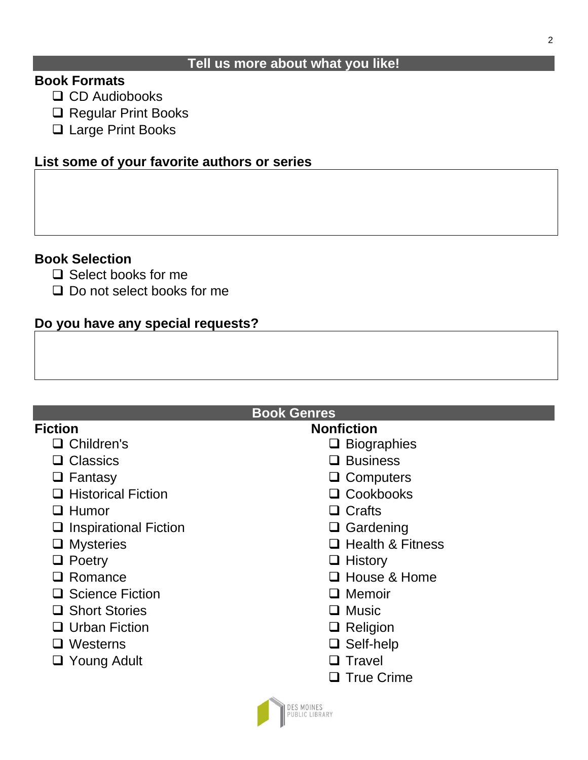## Tell us more about what you like!

**Book Formats**

- ❑ CD Audiobooks
- ❑ Regular Print Books
- ❑ Large Print Books

**List some of your favorite authors or series**

**Book Selection**

- ❑ Select books for me
- ❑ Do not select books for me

**Do you have any special requests?**

## Book Genres

**Fiction**

- ❑ Children's
- ❑ Classics
- ❑ Fantasy
- ❑ Historical Fiction
- ❑ Humor
- ❑ Inspirational Fiction
- ❑ Mysteries
- ❑ Poetry
- ❑ Romance
- ❑ Science Fiction
- ❑ Short Stories
- ❑ Urban Fiction
- ❑ Westerns
- ❑ Young Adult

**Nonfiction**

- ❑ Biographies
- ❑ Business
- ❑ Computers
- ❑ Cookbooks
- ❑ Crafts
- ❑ Gardening
- ❑ Health & Fitness
- ❑ History
- ❑ House & Home
- ❑ Memoir
- ❑ Music
- ❑ Religion
- ❑ Self-help
- ❑ Travel
- ❑ True Crime

DES MOINES PUBLIC LIBRARY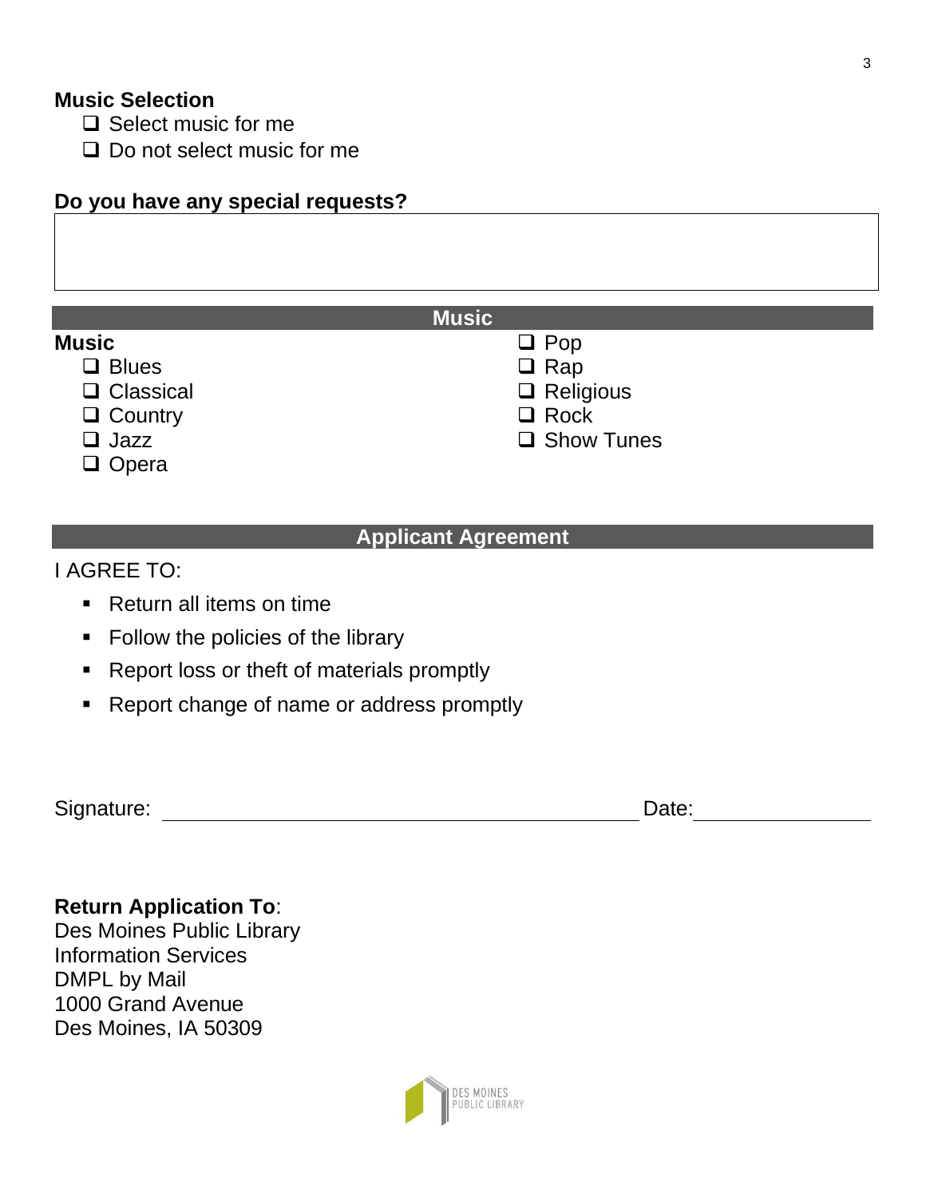**Music Selection**

- ☐ Select music for me
- ☐ Do not select music for me

**Do you have any special requests?**

| |
|---|
| |

## Music

**Music**

- ☐ Blues
- ☐ Classical
- ☐ Country
- ☐ Jazz
- ☐ Opera
- ☐ Pop
- ☐ Rap
- ☐ Religious
- ☐ Rock
- ☐ Show Tunes

## Applicant Agreement

I AGREE TO:

- Return all items on time
- Follow the policies of the library
- Report loss or theft of materials promptly
- Report change of name or address promptly

Signature: ______________________________________________ Date: ________________

**Return Application To**:
Des Moines Public Library
Information Services
DMPL by Mail
1000 Grand Avenue
Des Moines, IA 50309

DES MOINES PUBLIC LIBRARY